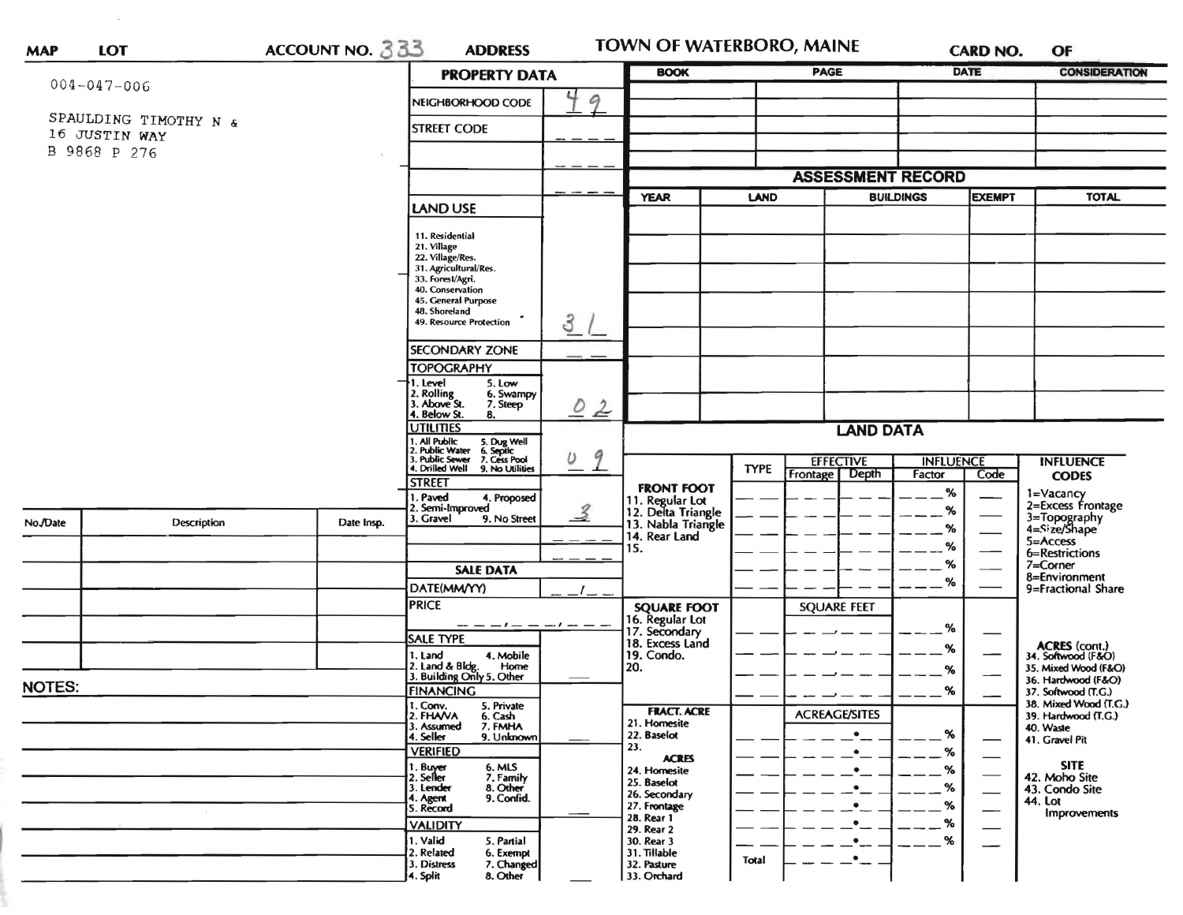MAP LOT ACCOUNT NO. 333 ADDRESS TOWN OF WATERBORO, MAINE CARD NO. OF

004-047-006

SPAULDING TIMOTHY N &
16 JUSTIN WAY
B 9868 P 276

## PROPERTY DATA

| | |
|---|---|
| NEIGHBORHOOD CODE | 49 |
| STREET CODE | |
| | |
| | |

**LAND USE**

11. Residential
21. Village
22. Village/Res.
31. Agricultural/Res.
33. Forest/Agri.
40. Conservation
45. General Purpose
48. Shoreland
49. Resource Protection

Land use: 31

SECONDARY ZONE:

**TOPOGRAPHY**

1. Level 5. Low
2. Rolling 6. Swampy
3. Above St. 7. Steep
4. Below St. 8.

Topography: 0 2

**UTILITIES**

1. All Public 5. Dug Well
2. Public Water 6. Septic
3. Public Sewer 7. Cess Pool
4. Drilled Well 9. No Utilities

Utilities: 0 9

**STREET**

1. Paved 4. Proposed
2. Semi-Improved
3. Gravel 9. No Street

Street: 3

**SALE DATA**

DATE(MM/YY) __/__

PRICE

**SALE TYPE**

1. Land 4. Mobile Home
2. Land & Bldg.
3. Building Only 5. Other

**FINANCING**

1. Conv. 5. Private
2. FHA/VA 6. Cash
3. Assumed 7. FMHA
4. Seller 9. Unknown

**VERIFIED**

1. Buyer 6. MLS
2. Seller 7. Family
3. Lender 8. Other
4. Agent 9. Confid.
5. Record

**VALIDITY**

1. Valid 5. Partial
2. Related 6. Exempt
3. Distress 7. Changed
4. Split 8. Other

| BOOK | PAGE | DATE | CONSIDERATION |
|---|---|---|---|
| | | | |
| | | | |
| | | | |
| | | | |
| | | | |

## ASSESSMENT RECORD

| YEAR | LAND | BUILDINGS | EXEMPT | TOTAL |
|---|---|---|---|---|
| | | | | |
| | | | | |
| | | | | |
| | | | | |
| | | | | |
| | | | | |
| | | | | |

## LAND DATA

| | TYPE | EFFECTIVE Frontage | EFFECTIVE Depth | INFLUENCE Factor | INFLUENCE Code |
|---|---|---|---|---|---|
| **FRONT FOOT** 11. Regular Lot 12. Delta Triangle 13. Nabla Triangle 14. Rear Land 15. | | | | % | |
| **SQUARE FOOT** 16. Regular Lot 17. Secondary 18. Excess Land 19. Condo. 20. | | SQUARE FEET | | % | |
| **FRACT. ACRE** 21. Homesite 22. Baselot 23. **ACRES** 24. Homesite 25. Baselot 26. Secondary 27. Frontage 28. Rear 1 29. Rear 2 30. Rear 3 31. Tillable 32. Pasture 33. Orchard | | ACREAGE/SITES | | % | |
| | Total | | | | |

**INFLUENCE CODES**

1=Vacancy
2=Excess Frontage
3=Topography
4=Size/Shape
5=Access
6=Restrictions
7=Corner
8=Environment
9=Fractional Share

**ACRES (cont.)**

34. Softwood (F&O)
35. Mixed Wood (F&O)
36. Hardwood (F&O)
37. Softwood (T.G.)
38. Mixed Wood (T.G.)
39. Hardwood (T.G.)
40. Waste
41. Gravel Pit

**SITE**

42. Moho Site
43. Condo Site
44. Lot Improvements

| No./Date | Description | Date Insp. |
|---|---|---|
| | | |
| | | |
| | | |
| | | |
| | | |

NOTES: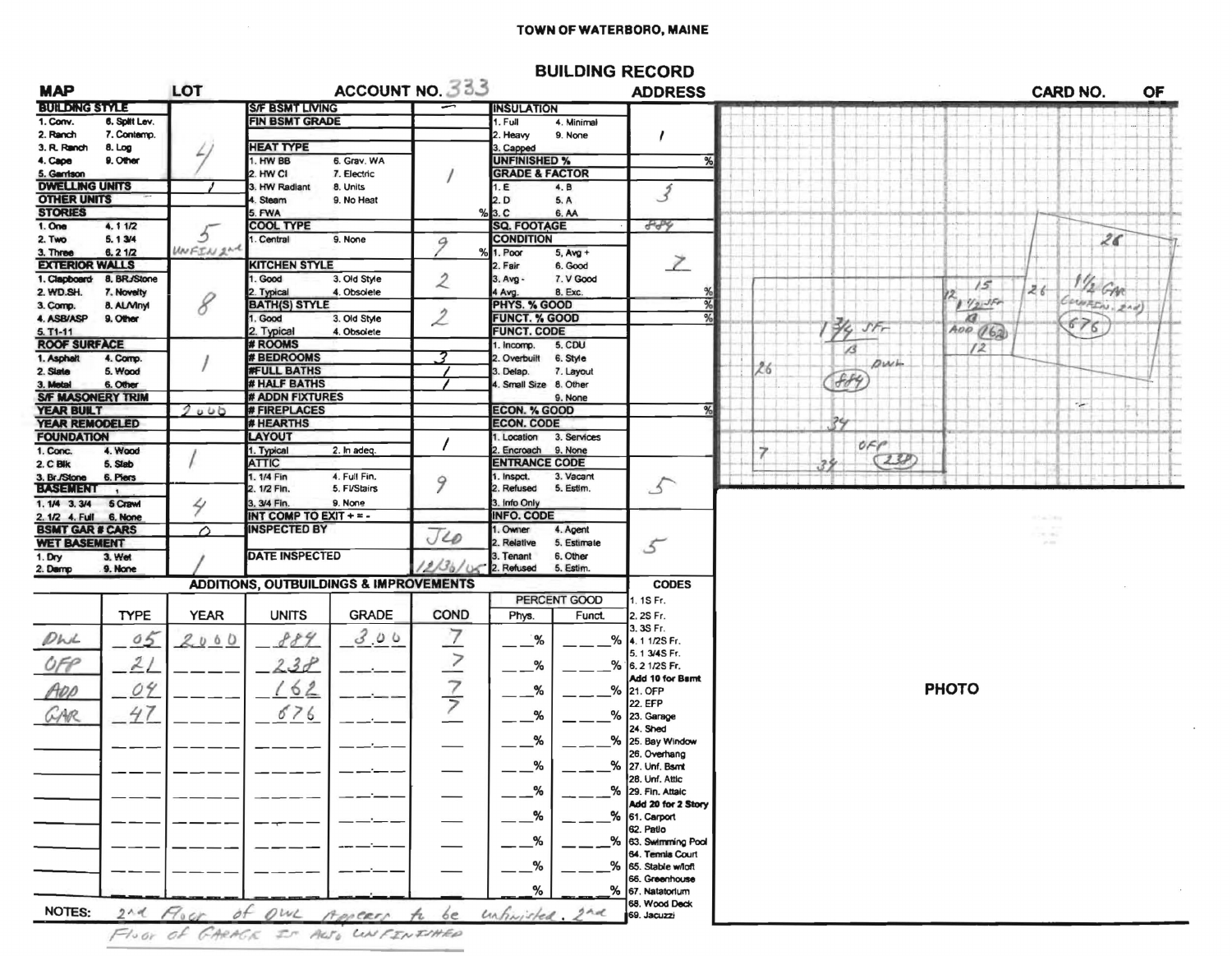**TOWN OF WATERBORO, MAINE**

## BUILDING RECORD

**MAP** | **LOT** | **ACCOUNT NO.** 333 | **ADDRESS** | **CARD NO.** | **OF**

| Field | Value | Field | Value | Field | Value |
|---|---|---|---|---|---|
| **BUILDING STYLE** 1. Conv. 6. Split Lev. 2. Ranch 7. Contemp. 3. R. Ranch 8. Log 4. Cape 9. Other 5. Garrison | 4 | **S/F BSMT LIVING** | — | **INSULATION** 1. Full 4. Minimal 2. Heavy 9. None 3. Capped | 1 |
| **DWELLING UNITS** | 1 | **FIN BSMT GRADE** | | **UNFINISHED %** | % |
| **OTHER UNITS** | | **HEAT TYPE** 1. HW BB 6. Grav. WA 2. HW CI 7. Electric 3. HW Radiant 8. Units 4. Steam 9. No Heat 5. FWA | 1 % | **GRADE & FACTOR** 1. E 4. B 2. D 5. A 3. C 6. AA | 3 |
| **STORIES** 1. One 4. 1 1/2 2. Two 5. 1 3/4 3. Three 6. 2 1/2 | 5 UNFIN 2nd | **COOL TYPE** 1. Central 9. None | 9 % | **SQ. FOOTAGE** | 884 |
| **EXTERIOR WALLS** 1. Clapboard 6. BR/Stone 2. WD.SH. 7. Novelty 3. Comp. 8. AL/Vinyl 4. ASB/ASP 9. Other 5. T1-11 | 8 | **KITCHEN STYLE** 1. Good 3. Old Style 2. Typical 4. Obsolete | 2 | **CONDITION** 1. Poor 5. Avg + 2. Fair 6. Good 3. Avg - 7. V Good 4 Avg. 8. Exc. | 7 |
| **ROOF SURFACE** 1. Asphalt 4. Comp. 2. Slate 5. Wood 3. Metal 6. Other | 1 | **BATH(S) STYLE** 1. Good 3. Old Style 2. Typical 4. Obsolete | 2 | **PHYS. % GOOD** | % |
| | | **# ROOMS** | | **FUNCT. % GOOD** | % |
| **S/F MASONRY TRIM** | | **# BEDROOMS** | 3 | **FUNCT. CODE** 1. Incomp. 5. CDU 2. Overbuilt 6. Style 3. Delap. 7. Layout 4. Small Size 8. Other 9. None | |
| **YEAR BUILT** | 2000 | **#FULL BATHS** | 1 | | |
| **YEAR REMODELED** | | **# HALF BATHS** | 1 | **ECON. % GOOD** | % |
| **FOUNDATION** 1. Conc. 4. Wood 2. C Blk 5. Slab 3. Br./Stone 6. Piers | 1 | **# ADDN FIXTURES** | | **ECON. CODE** 1. Location 3. Services 2. Encroach 9. None | |
| | | **# FIREPLACES** | | | |
| | | **# HEARTHS** | | | |
| | | **LAYOUT** 1. Typical 2. In adeq. | 1 | | |
| **BASEMENT** 1. 1/4 3. 3/4 5 Crawl 2. 1/2 4. Full 6. None | 4 | **ATTIC** 1. 1/4 Fin 4. Full Fin. 2. 1/2 Fin. 5. Fl/Stairs 3. 3/4 Fin. 9. None | 9 | **ENTRANCE CODE** 1. Inspct. 3. Vacant 2. Refused 5. Estim. 3. Info Only | 5 |
| **BSMT GAR # CARS** | 0 | **INT COMP TO EXIT + = -** | | **INFO. CODE** 1. Owner 4. Agent 2. Relative 5. Estimate 3. Tenant 6. Other | 5 |
| **WET BASEMENT** 1. Dry 3. Wet 2. Damp 9. None | 1 | **INSPECTED BY** | JLD | | |
| | | **DATE INSPECTED** | 12/30/05 | 2. Refused 5. Estim. | |

### ADDITIONS, OUTBUILDINGS & IMPROVEMENTS

| | TYPE | YEAR | UNITS | GRADE | COND | PERCENT GOOD Phys. | Funct. |
|---|---|---|---|---|---|---|---|
| DWL | 05 | 2000 | 884 | 3.00 | 7 | % | % |
| OFP | 21 | | 238 | | 7 | % | % |
| ADD | 04 | | 162 | | 7 | % | % |
| GAR | 47 | | 676 | | 7 | % | % |
| | | | | | | % | % |
| | | | | | | % | % |
| | | | | | | % | % |
| | | | | | | % | % |
| | | | | | | % | % |
| | | | | | | % | % |
| | | | | | | % | % |

**CODES**
1. 1S Fr.
2. 2S Fr.
3. 3S Fr.
4. 1 1/2S Fr.
5. 1 3/4S Fr.
6. 2 1/2S Fr.

Add 10 for Bsmt
21. OFP
22. EFP
23. Garage
24. Shed
25. Bay Window
26. Overhang
27. Unf. Bsmt
28. Unf. Attic
29. Fin. Attaic

Add 20 for 2 Story
61. Carport
62. Patio
63. Swimming Pool
64. Tennis Court
65. Stable w/loft
66. Greenhouse
67. Natatorium
68. Wood Deck
69. Jacuzzi

Sketch labels: 1 3/4 SFr DWL (884) 26 x 34; OFP (238) 7 x 34; 1 1/2 SFr ADD (162) 12 x 13.5 / 15 / 12; 1 1/2 GAR (UNFIN. 2nd) (676) 26 x 26

**PHOTO**

**NOTES:** 2nd Floor of DWL Appears to be unfinished. 2nd Floor of GARAGE Is Also UNFINISHED